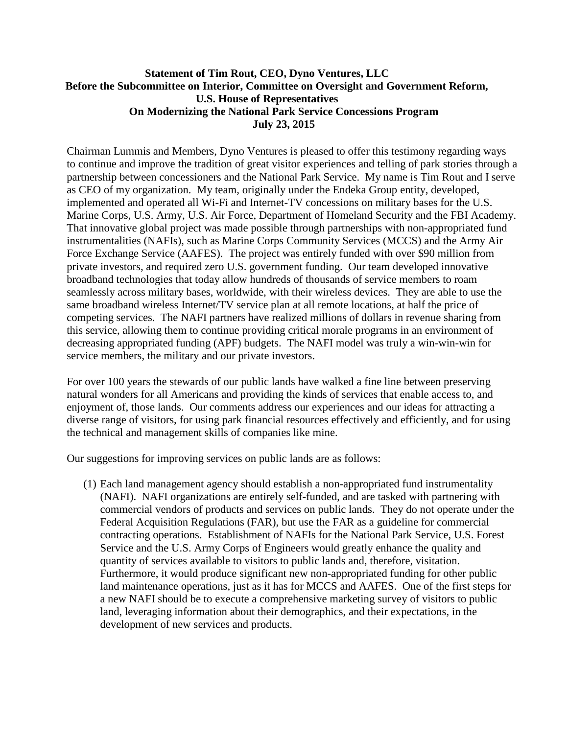**Statement of Tim Rout, CEO, Dyno Ventures, LLC**
**Before the Subcommittee on Interior, Committee on Oversight and Government Reform, U.S. House of Representatives**
**On Modernizing the National Park Service Concessions Program**
**July 23, 2015**

Chairman Lummis and Members, Dyno Ventures is pleased to offer this testimony regarding ways to continue and improve the tradition of great visitor experiences and telling of park stories through a partnership between concessioners and the National Park Service. My name is Tim Rout and I serve as CEO of my organization. My team, originally under the Endeka Group entity, developed, implemented and operated all Wi-Fi and Internet-TV concessions on military bases for the U.S. Marine Corps, U.S. Army, U.S. Air Force, Department of Homeland Security and the FBI Academy. That innovative global project was made possible through partnerships with non-appropriated fund instrumentalities (NAFIs), such as Marine Corps Community Services (MCCS) and the Army Air Force Exchange Service (AAFES). The project was entirely funded with over $90 million from private investors, and required zero U.S. government funding. Our team developed innovative broadband technologies that today allow hundreds of thousands of service members to roam seamlessly across military bases, worldwide, with their wireless devices. They are able to use the same broadband wireless Internet/TV service plan at all remote locations, at half the price of competing services. The NAFI partners have realized millions of dollars in revenue sharing from this service, allowing them to continue providing critical morale programs in an environment of decreasing appropriated funding (APF) budgets. The NAFI model was truly a win-win-win for service members, the military and our private investors.

For over 100 years the stewards of our public lands have walked a fine line between preserving natural wonders for all Americans and providing the kinds of services that enable access to, and enjoyment of, those lands. Our comments address our experiences and our ideas for attracting a diverse range of visitors, for using park financial resources effectively and efficiently, and for using the technical and management skills of companies like mine.

Our suggestions for improving services on public lands are as follows:

(1) Each land management agency should establish a non-appropriated fund instrumentality (NAFI). NAFI organizations are entirely self-funded, and are tasked with partnering with commercial vendors of products and services on public lands. They do not operate under the Federal Acquisition Regulations (FAR), but use the FAR as a guideline for commercial contracting operations. Establishment of NAFIs for the National Park Service, U.S. Forest Service and the U.S. Army Corps of Engineers would greatly enhance the quality and quantity of services available to visitors to public lands and, therefore, visitation. Furthermore, it would produce significant new non-appropriated funding for other public land maintenance operations, just as it has for MCCS and AAFES. One of the first steps for a new NAFI should be to execute a comprehensive marketing survey of visitors to public land, leveraging information about their demographics, and their expectations, in the development of new services and products.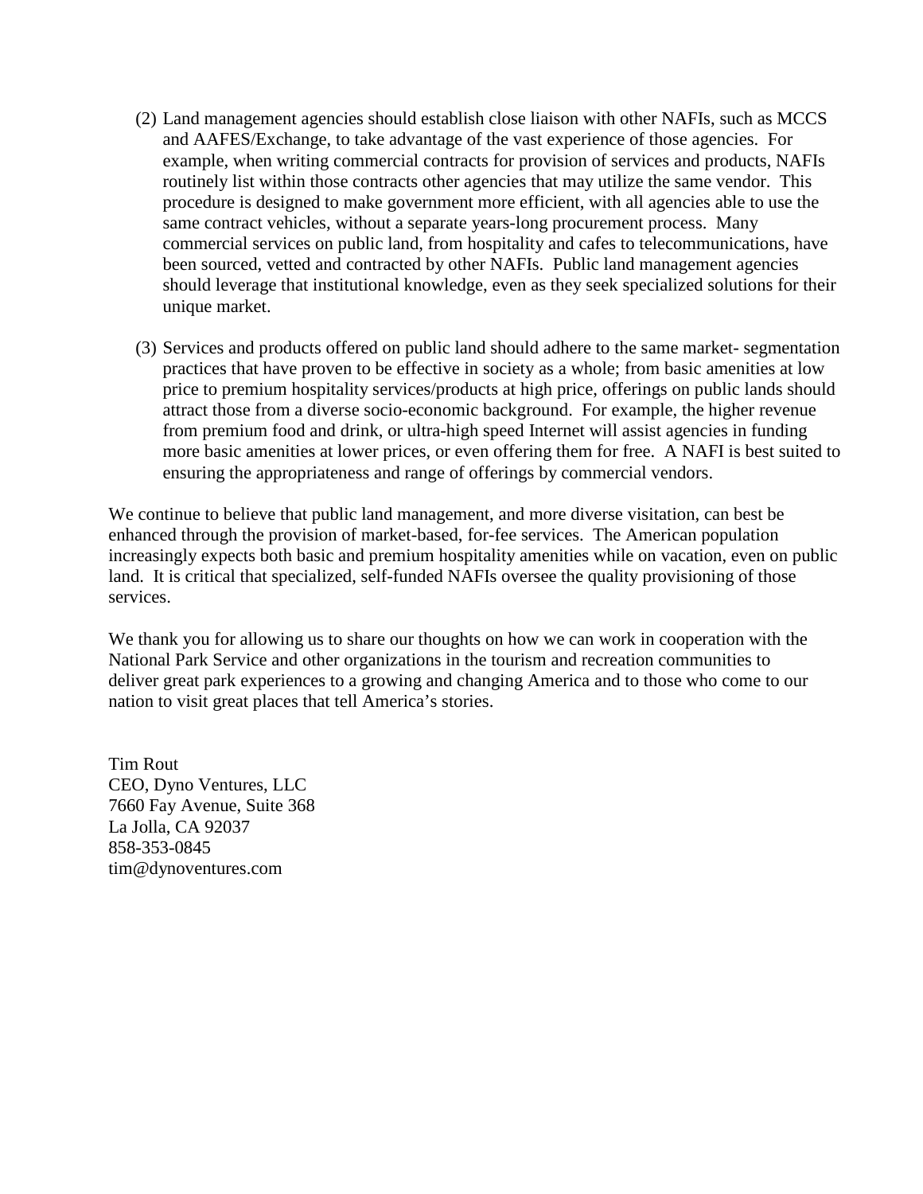(2) Land management agencies should establish close liaison with other NAFIs, such as MCCS and AAFES/Exchange, to take advantage of the vast experience of those agencies. For example, when writing commercial contracts for provision of services and products, NAFIs routinely list within those contracts other agencies that may utilize the same vendor. This procedure is designed to make government more efficient, with all agencies able to use the same contract vehicles, without a separate years-long procurement process. Many commercial services on public land, from hospitality and cafes to telecommunications, have been sourced, vetted and contracted by other NAFIs. Public land management agencies should leverage that institutional knowledge, even as they seek specialized solutions for their unique market.

(3) Services and products offered on public land should adhere to the same market- segmentation practices that have proven to be effective in society as a whole; from basic amenities at low price to premium hospitality services/products at high price, offerings on public lands should attract those from a diverse socio-economic background. For example, the higher revenue from premium food and drink, or ultra-high speed Internet will assist agencies in funding more basic amenities at lower prices, or even offering them for free. A NAFI is best suited to ensuring the appropriateness and range of offerings by commercial vendors.

We continue to believe that public land management, and more diverse visitation, can best be enhanced through the provision of market-based, for-fee services. The American population increasingly expects both basic and premium hospitality amenities while on vacation, even on public land. It is critical that specialized, self-funded NAFIs oversee the quality provisioning of those services.

We thank you for allowing us to share our thoughts on how we can work in cooperation with the National Park Service and other organizations in the tourism and recreation communities to deliver great park experiences to a growing and changing America and to those who come to our nation to visit great places that tell America's stories.

Tim Rout
CEO, Dyno Ventures, LLC
7660 Fay Avenue, Suite 368
La Jolla, CA 92037
858-353-0845
tim@dynoventures.com